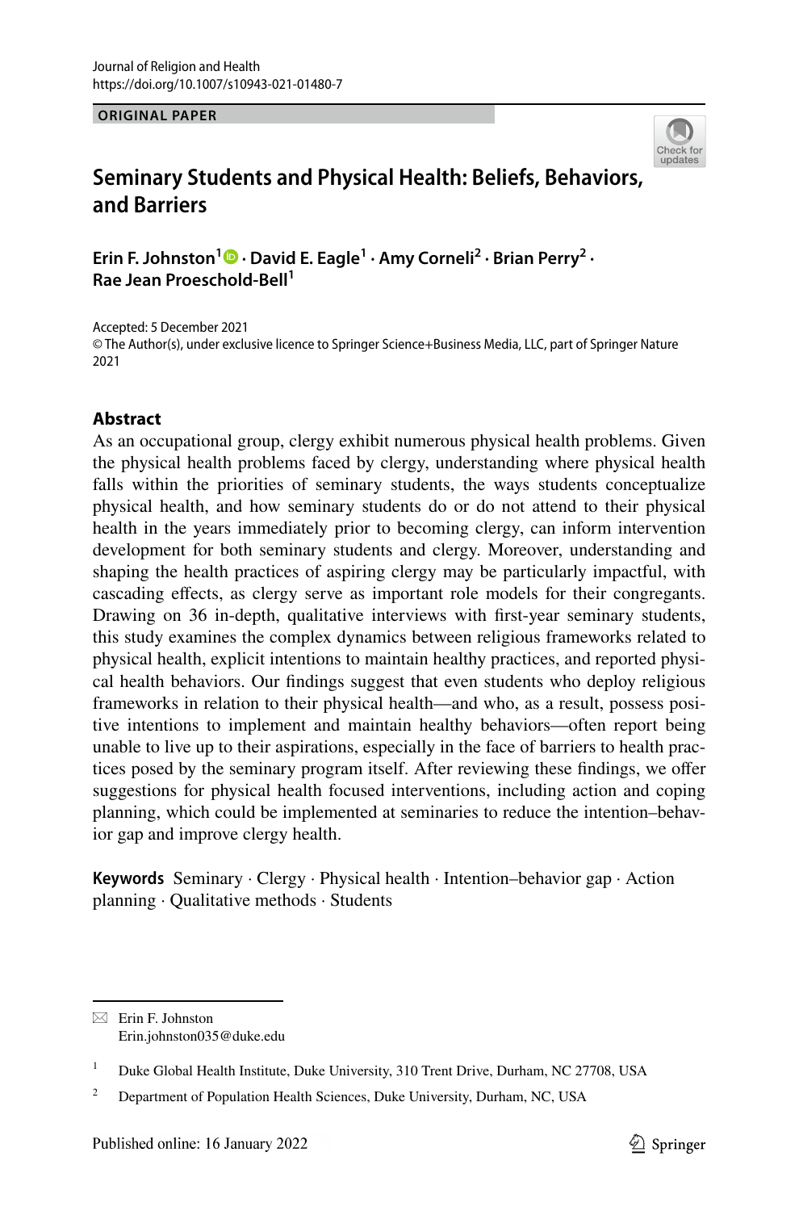Journal of Religion and Health
https://doi.org/10.1007/s10943-021-01480-7

**ORIGINAL PAPER**

# Seminary Students and Physical Health: Beliefs, Behaviors, and Barriers

**Erin F. Johnston[1] · David E. Eagle[1] · Amy Corneli[2] · Brian Perry[2] · Rae Jean Proeschold-Bell[1]**

Accepted: 5 December 2021
© The Author(s), under exclusive licence to Springer Science+Business Media, LLC, part of Springer Nature 2021

## Abstract

As an occupational group, clergy exhibit numerous physical health problems. Given the physical health problems faced by clergy, understanding where physical health falls within the priorities of seminary students, the ways students conceptualize physical health, and how seminary students do or do not attend to their physical health in the years immediately prior to becoming clergy, can inform intervention development for both seminary students and clergy. Moreover, understanding and shaping the health practices of aspiring clergy may be particularly impactful, with cascading effects, as clergy serve as important role models for their congregants. Drawing on 36 in-depth, qualitative interviews with first-year seminary students, this study examines the complex dynamics between religious frameworks related to physical health, explicit intentions to maintain healthy practices, and reported physical health behaviors. Our findings suggest that even students who deploy religious frameworks in relation to their physical health—and who, as a result, possess positive intentions to implement and maintain healthy behaviors—often report being unable to live up to their aspirations, especially in the face of barriers to health practices posed by the seminary program itself. After reviewing these findings, we offer suggestions for physical health focused interventions, including action and coping planning, which could be implemented at seminaries to reduce the intention–behavior gap and improve clergy health.

**Keywords** Seminary · Clergy · Physical health · Intention–behavior gap · Action planning · Qualitative methods · Students

---

✉ Erin F. Johnston
Erin.johnston035@duke.edu

[1] Duke Global Health Institute, Duke University, 310 Trent Drive, Durham, NC 27708, USA

[2] Department of Population Health Sciences, Duke University, Durham, NC, USA

Published online: 16 January 2022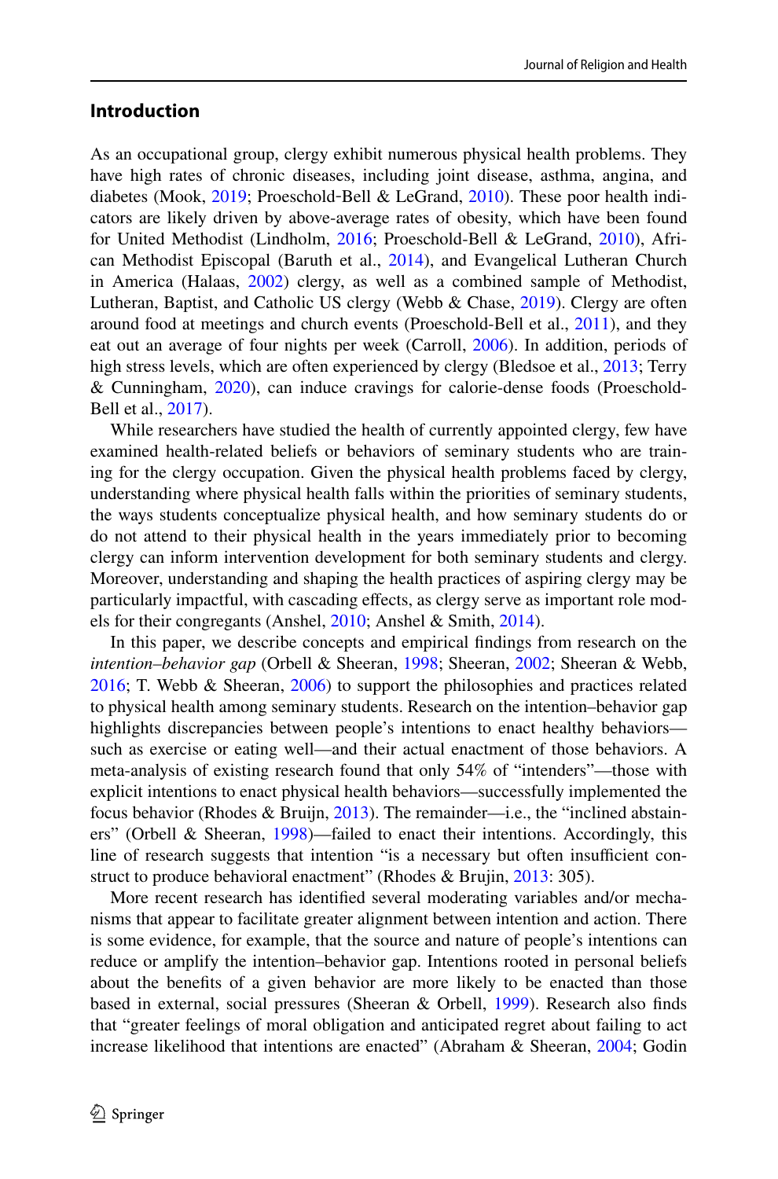## Introduction

As an occupational group, clergy exhibit numerous physical health problems. They have high rates of chronic diseases, including joint disease, asthma, angina, and diabetes (Mook, 2019; Proeschold-Bell & LeGrand, 2010). These poor health indicators are likely driven by above-average rates of obesity, which have been found for United Methodist (Lindholm, 2016; Proeschold-Bell & LeGrand, 2010), African Methodist Episcopal (Baruth et al., 2014), and Evangelical Lutheran Church in America (Halaas, 2002) clergy, as well as a combined sample of Methodist, Lutheran, Baptist, and Catholic US clergy (Webb & Chase, 2019). Clergy are often around food at meetings and church events (Proeschold-Bell et al., 2011), and they eat out an average of four nights per week (Carroll, 2006). In addition, periods of high stress levels, which are often experienced by clergy (Bledsoe et al., 2013; Terry & Cunningham, 2020), can induce cravings for calorie-dense foods (Proeschold-Bell et al., 2017).

While researchers have studied the health of currently appointed clergy, few have examined health-related beliefs or behaviors of seminary students who are training for the clergy occupation. Given the physical health problems faced by clergy, understanding where physical health falls within the priorities of seminary students, the ways students conceptualize physical health, and how seminary students do or do not attend to their physical health in the years immediately prior to becoming clergy can inform intervention development for both seminary students and clergy. Moreover, understanding and shaping the health practices of aspiring clergy may be particularly impactful, with cascading effects, as clergy serve as important role models for their congregants (Anshel, 2010; Anshel & Smith, 2014).

In this paper, we describe concepts and empirical findings from research on the *intention–behavior gap* (Orbell & Sheeran, 1998; Sheeran, 2002; Sheeran & Webb, 2016; T. Webb & Sheeran, 2006) to support the philosophies and practices related to physical health among seminary students. Research on the intention–behavior gap highlights discrepancies between people's intentions to enact healthy behaviors—such as exercise or eating well—and their actual enactment of those behaviors. A meta-analysis of existing research found that only 54% of "intenders"—those with explicit intentions to enact physical health behaviors—successfully implemented the focus behavior (Rhodes & Bruijn, 2013). The remainder—i.e., the "inclined abstainers" (Orbell & Sheeran, 1998)—failed to enact their intentions. Accordingly, this line of research suggests that intention "is a necessary but often insufficient construct to produce behavioral enactment" (Rhodes & Brujin, 2013: 305).

More recent research has identified several moderating variables and/or mechanisms that appear to facilitate greater alignment between intention and action. There is some evidence, for example, that the source and nature of people's intentions can reduce or amplify the intention–behavior gap. Intentions rooted in personal beliefs about the benefits of a given behavior are more likely to be enacted than those based in external, social pressures (Sheeran & Orbell, 1999). Research also finds that "greater feelings of moral obligation and anticipated regret about failing to act increase likelihood that intentions are enacted" (Abraham & Sheeran, 2004; Godin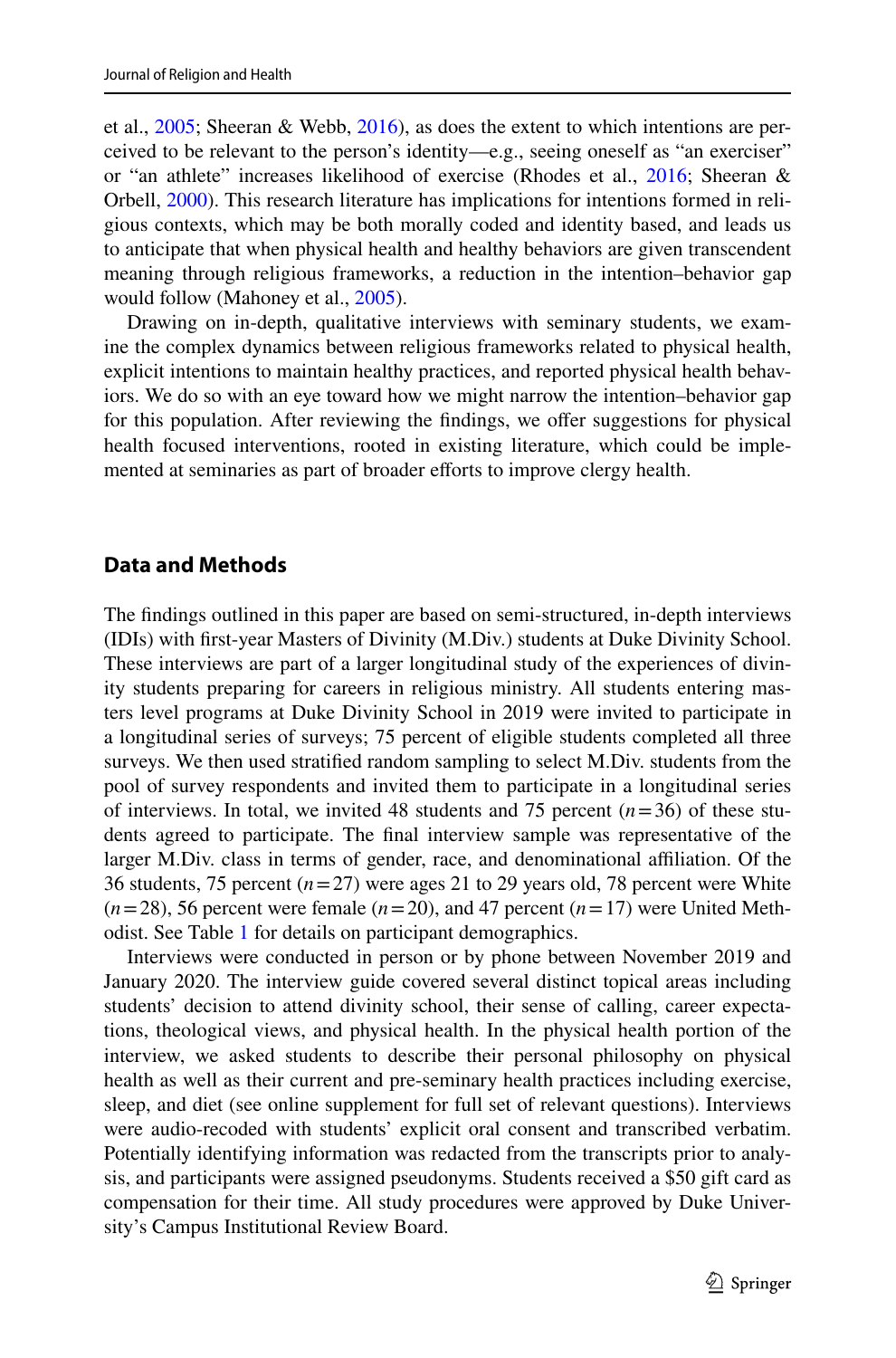et al., 2005; Sheeran & Webb, 2016), as does the extent to which intentions are perceived to be relevant to the person's identity—e.g., seeing oneself as "an exerciser" or "an athlete" increases likelihood of exercise (Rhodes et al., 2016; Sheeran & Orbell, 2000). This research literature has implications for intentions formed in religious contexts, which may be both morally coded and identity based, and leads us to anticipate that when physical health and healthy behaviors are given transcendent meaning through religious frameworks, a reduction in the intention–behavior gap would follow (Mahoney et al., 2005).

Drawing on in-depth, qualitative interviews with seminary students, we examine the complex dynamics between religious frameworks related to physical health, explicit intentions to maintain healthy practices, and reported physical health behaviors. We do so with an eye toward how we might narrow the intention–behavior gap for this population. After reviewing the findings, we offer suggestions for physical health focused interventions, rooted in existing literature, which could be implemented at seminaries as part of broader efforts to improve clergy health.

## Data and Methods

The findings outlined in this paper are based on semi-structured, in-depth interviews (IDIs) with first-year Masters of Divinity (M.Div.) students at Duke Divinity School. These interviews are part of a larger longitudinal study of the experiences of divinity students preparing for careers in religious ministry. All students entering masters level programs at Duke Divinity School in 2019 were invited to participate in a longitudinal series of surveys; 75 percent of eligible students completed all three surveys. We then used stratified random sampling to select M.Div. students from the pool of survey respondents and invited them to participate in a longitudinal series of interviews. In total, we invited 48 students and 75 percent ($n=36$) of these students agreed to participate. The final interview sample was representative of the larger M.Div. class in terms of gender, race, and denominational affiliation. Of the 36 students, 75 percent ($n=27$) were ages 21 to 29 years old, 78 percent were White ($n=28$), 56 percent were female ($n=20$), and 47 percent ($n=17$) were United Methodist. See Table 1 for details on participant demographics.

Interviews were conducted in person or by phone between November 2019 and January 2020. The interview guide covered several distinct topical areas including students' decision to attend divinity school, their sense of calling, career expectations, theological views, and physical health. In the physical health portion of the interview, we asked students to describe their personal philosophy on physical health as well as their current and pre-seminary health practices including exercise, sleep, and diet (see online supplement for full set of relevant questions). Interviews were audio-recoded with students' explicit oral consent and transcribed verbatim. Potentially identifying information was redacted from the transcripts prior to analysis, and participants were assigned pseudonyms. Students received a $50 gift card as compensation for their time. All study procedures were approved by Duke University's Campus Institutional Review Board.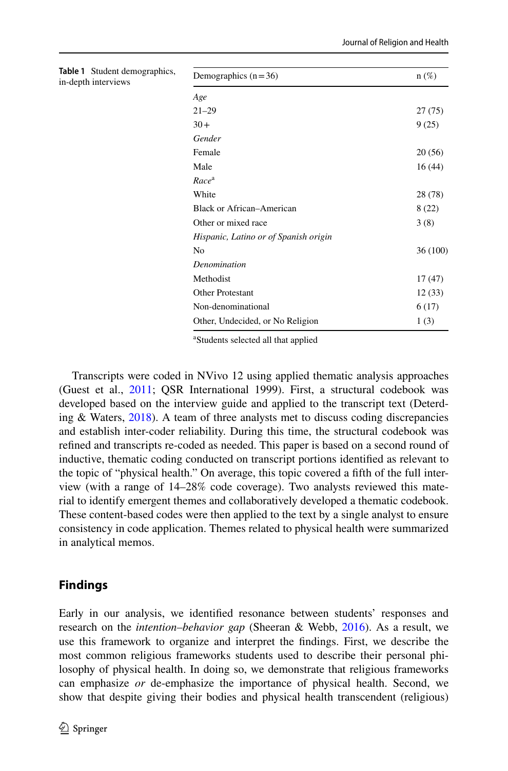**Table 1** Student demographics, in-depth interviews

| Demographics (n = 36) | n (%) |
|---|---|
| *Age* | |
| 21–29 | 27 (75) |
| 30+ | 9 (25) |
| *Gender* | |
| Female | 20 (56) |
| Male | 16 (44) |
| *Race*[a] | |
| White | 28 (78) |
| Black or African–American | 8 (22) |
| Other or mixed race | 3 (8) |
| *Hispanic, Latino or of Spanish origin* | |
| No | 36 (100) |
| *Denomination* | |
| Methodist | 17 (47) |
| Other Protestant | 12 (33) |
| Non-denominational | 6 (17) |
| Other, Undecided, or No Religion | 1 (3) |

[a]Students selected all that applied

Transcripts were coded in NVivo 12 using applied thematic analysis approaches (Guest et al., 2011; QSR International 1999). First, a structural codebook was developed based on the interview guide and applied to the transcript text (Deterding & Waters, 2018). A team of three analysts met to discuss coding discrepancies and establish inter-coder reliability. During this time, the structural codebook was refined and transcripts re-coded as needed. This paper is based on a second round of inductive, thematic coding conducted on transcript portions identified as relevant to the topic of "physical health." On average, this topic covered a fifth of the full interview (with a range of 14–28% code coverage). Two analysts reviewed this material to identify emergent themes and collaboratively developed a thematic codebook. These content-based codes were then applied to the text by a single analyst to ensure consistency in code application. Themes related to physical health were summarized in analytical memos.

## Findings

Early in our analysis, we identified resonance between students' responses and research on the *intention–behavior gap* (Sheeran & Webb, 2016). As a result, we use this framework to organize and interpret the findings. First, we describe the most common religious frameworks students used to describe their personal philosophy of physical health. In doing so, we demonstrate that religious frameworks can emphasize *or* de-emphasize the importance of physical health. Second, we show that despite giving their bodies and physical health transcendent (religious)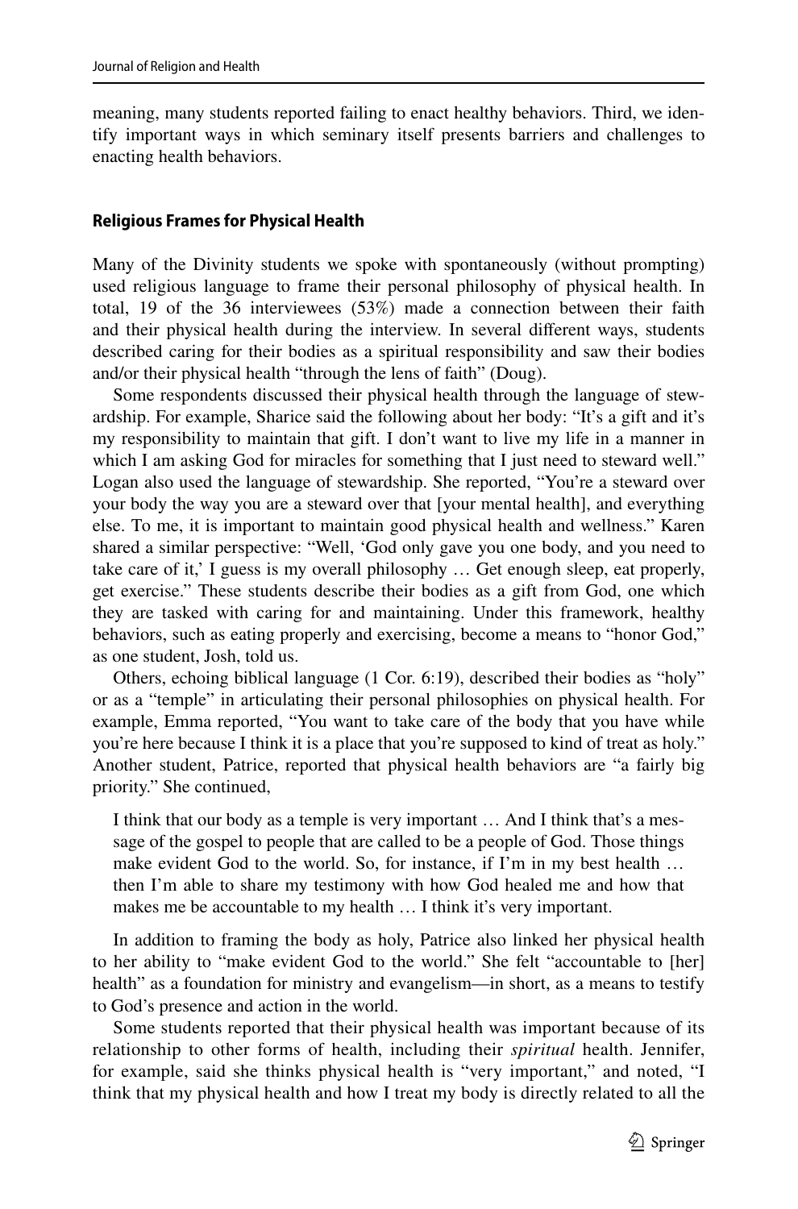meaning, many students reported failing to enact healthy behaviors. Third, we identify important ways in which seminary itself presents barriers and challenges to enacting health behaviors.

### Religious Frames for Physical Health

Many of the Divinity students we spoke with spontaneously (without prompting) used religious language to frame their personal philosophy of physical health. In total, 19 of the 36 interviewees (53%) made a connection between their faith and their physical health during the interview. In several different ways, students described caring for their bodies as a spiritual responsibility and saw their bodies and/or their physical health "through the lens of faith" (Doug).

Some respondents discussed their physical health through the language of stewardship. For example, Sharice said the following about her body: "It's a gift and it's my responsibility to maintain that gift. I don't want to live my life in a manner in which I am asking God for miracles for something that I just need to steward well." Logan also used the language of stewardship. She reported, "You're a steward over your body the way you are a steward over that [your mental health], and everything else. To me, it is important to maintain good physical health and wellness." Karen shared a similar perspective: "Well, 'God only gave you one body, and you need to take care of it,' I guess is my overall philosophy … Get enough sleep, eat properly, get exercise." These students describe their bodies as a gift from God, one which they are tasked with caring for and maintaining. Under this framework, healthy behaviors, such as eating properly and exercising, become a means to "honor God," as one student, Josh, told us.

Others, echoing biblical language (1 Cor. 6:19), described their bodies as "holy" or as a "temple" in articulating their personal philosophies on physical health. For example, Emma reported, "You want to take care of the body that you have while you're here because I think it is a place that you're supposed to kind of treat as holy." Another student, Patrice, reported that physical health behaviors are "a fairly big priority." She continued,

> I think that our body as a temple is very important … And I think that's a message of the gospel to people that are called to be a people of God. Those things make evident God to the world. So, for instance, if I'm in my best health … then I'm able to share my testimony with how God healed me and how that makes me be accountable to my health … I think it's very important.

In addition to framing the body as holy, Patrice also linked her physical health to her ability to "make evident God to the world." She felt "accountable to [her] health" as a foundation for ministry and evangelism—in short, as a means to testify to God's presence and action in the world.

Some students reported that their physical health was important because of its relationship to other forms of health, including their *spiritual* health. Jennifer, for example, said she thinks physical health is "very important," and noted, "I think that my physical health and how I treat my body is directly related to all the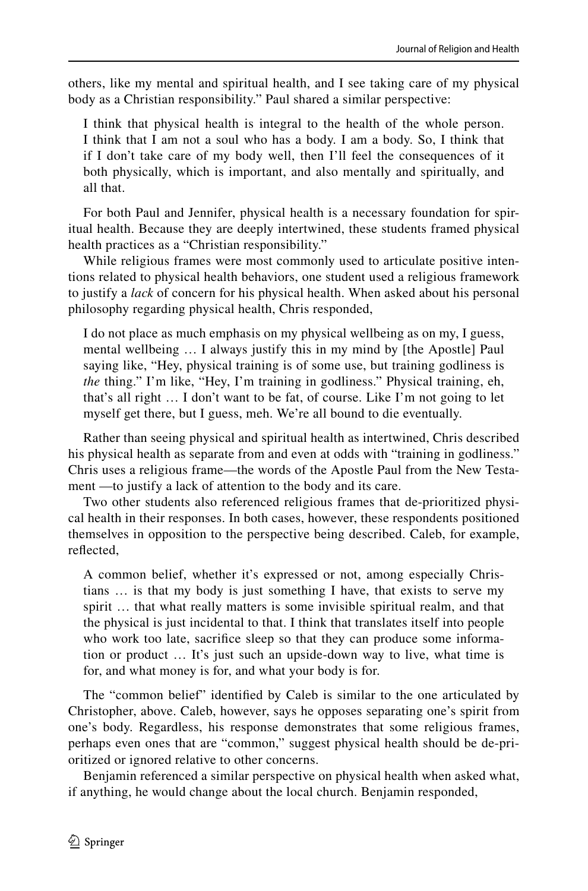others, like my mental and spiritual health, and I see taking care of my physical body as a Christian responsibility." Paul shared a similar perspective:

> I think that physical health is integral to the health of the whole person. I think that I am not a soul who has a body. I am a body. So, I think that if I don't take care of my body well, then I'll feel the consequences of it both physically, which is important, and also mentally and spiritually, and all that.

For both Paul and Jennifer, physical health is a necessary foundation for spiritual health. Because they are deeply intertwined, these students framed physical health practices as a "Christian responsibility."

While religious frames were most commonly used to articulate positive intentions related to physical health behaviors, one student used a religious framework to justify a *lack* of concern for his physical health. When asked about his personal philosophy regarding physical health, Chris responded,

> I do not place as much emphasis on my physical wellbeing as on my, I guess, mental wellbeing … I always justify this in my mind by [the Apostle] Paul saying like, "Hey, physical training is of some use, but training godliness is *the* thing." I'm like, "Hey, I'm training in godliness." Physical training, eh, that's all right … I don't want to be fat, of course. Like I'm not going to let myself get there, but I guess, meh. We're all bound to die eventually.

Rather than seeing physical and spiritual health as intertwined, Chris described his physical health as separate from and even at odds with "training in godliness." Chris uses a religious frame—the words of the Apostle Paul from the New Testament —to justify a lack of attention to the body and its care.

Two other students also referenced religious frames that de-prioritized physical health in their responses. In both cases, however, these respondents positioned themselves in opposition to the perspective being described. Caleb, for example, reflected,

> A common belief, whether it's expressed or not, among especially Christians … is that my body is just something I have, that exists to serve my spirit … that what really matters is some invisible spiritual realm, and that the physical is just incidental to that. I think that translates itself into people who work too late, sacrifice sleep so that they can produce some information or product … It's just such an upside-down way to live, what time is for, and what money is for, and what your body is for.

The "common belief" identified by Caleb is similar to the one articulated by Christopher, above. Caleb, however, says he opposes separating one's spirit from one's body. Regardless, his response demonstrates that some religious frames, perhaps even ones that are "common," suggest physical health should be de-prioritized or ignored relative to other concerns.

Benjamin referenced a similar perspective on physical health when asked what, if anything, he would change about the local church. Benjamin responded,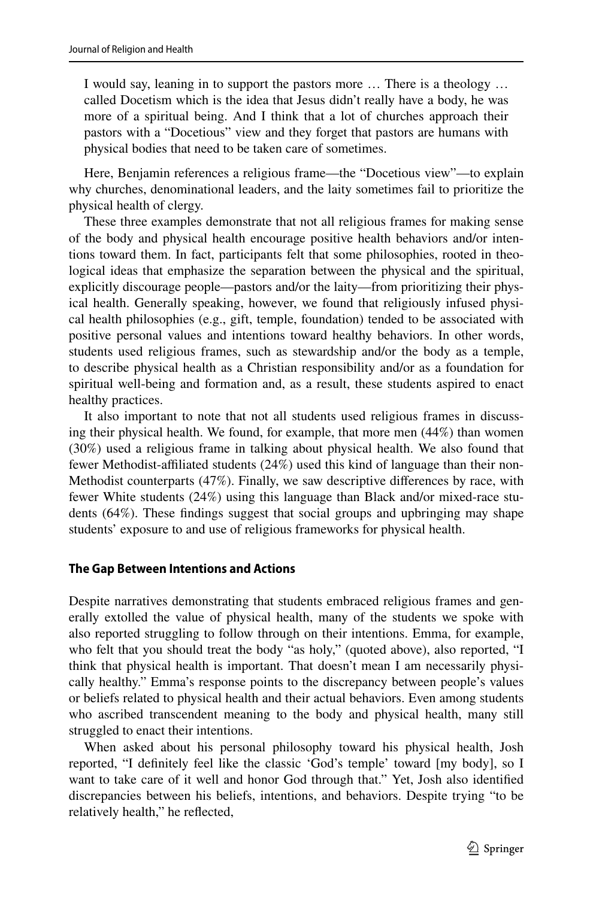> I would say, leaning in to support the pastors more … There is a theology … called Docetism which is the idea that Jesus didn't really have a body, he was more of a spiritual being. And I think that a lot of churches approach their pastors with a "Docetious" view and they forget that pastors are humans with physical bodies that need to be taken care of sometimes.

Here, Benjamin references a religious frame—the "Docetious view"—to explain why churches, denominational leaders, and the laity sometimes fail to prioritize the physical health of clergy.

These three examples demonstrate that not all religious frames for making sense of the body and physical health encourage positive health behaviors and/or intentions toward them. In fact, participants felt that some philosophies, rooted in theological ideas that emphasize the separation between the physical and the spiritual, explicitly discourage people—pastors and/or the laity—from prioritizing their physical health. Generally speaking, however, we found that religiously infused physical health philosophies (e.g., gift, temple, foundation) tended to be associated with positive personal values and intentions toward healthy behaviors. In other words, students used religious frames, such as stewardship and/or the body as a temple, to describe physical health as a Christian responsibility and/or as a foundation for spiritual well-being and formation and, as a result, these students aspired to enact healthy practices.

It also important to note that not all students used religious frames in discussing their physical health. We found, for example, that more men (44%) than women (30%) used a religious frame in talking about physical health. We also found that fewer Methodist-affiliated students (24%) used this kind of language than their non-Methodist counterparts (47%). Finally, we saw descriptive differences by race, with fewer White students (24%) using this language than Black and/or mixed-race students (64%). These findings suggest that social groups and upbringing may shape students' exposure to and use of religious frameworks for physical health.

### The Gap Between Intentions and Actions

Despite narratives demonstrating that students embraced religious frames and generally extolled the value of physical health, many of the students we spoke with also reported struggling to follow through on their intentions. Emma, for example, who felt that you should treat the body "as holy," (quoted above), also reported, "I think that physical health is important. That doesn't mean I am necessarily physically healthy." Emma's response points to the discrepancy between people's values or beliefs related to physical health and their actual behaviors. Even among students who ascribed transcendent meaning to the body and physical health, many still struggled to enact their intentions.

When asked about his personal philosophy toward his physical health, Josh reported, "I definitely feel like the classic 'God's temple' toward [my body], so I want to take care of it well and honor God through that." Yet, Josh also identified discrepancies between his beliefs, intentions, and behaviors. Despite trying "to be relatively health," he reflected,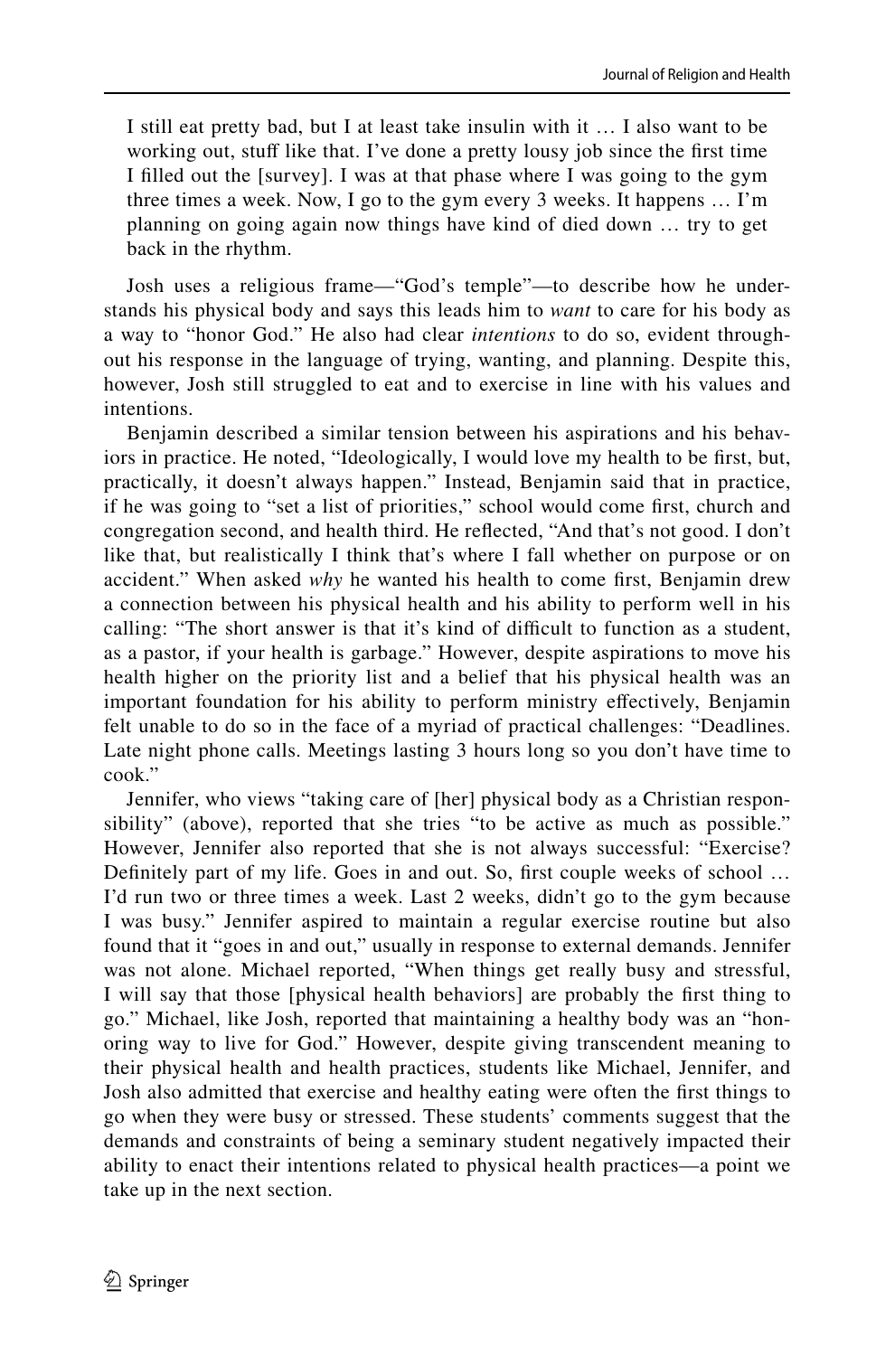> I still eat pretty bad, but I at least take insulin with it … I also want to be working out, stuff like that. I've done a pretty lousy job since the first time I filled out the [survey]. I was at that phase where I was going to the gym three times a week. Now, I go to the gym every 3 weeks. It happens … I'm planning on going again now things have kind of died down … try to get back in the rhythm.

Josh uses a religious frame—"God's temple"—to describe how he understands his physical body and says this leads him to *want* to care for his body as a way to "honor God." He also had clear *intentions* to do so, evident throughout his response in the language of trying, wanting, and planning. Despite this, however, Josh still struggled to eat and to exercise in line with his values and intentions.

Benjamin described a similar tension between his aspirations and his behaviors in practice. He noted, "Ideologically, I would love my health to be first, but, practically, it doesn't always happen." Instead, Benjamin said that in practice, if he was going to "set a list of priorities," school would come first, church and congregation second, and health third. He reflected, "And that's not good. I don't like that, but realistically I think that's where I fall whether on purpose or on accident." When asked *why* he wanted his health to come first, Benjamin drew a connection between his physical health and his ability to perform well in his calling: "The short answer is that it's kind of difficult to function as a student, as a pastor, if your health is garbage." However, despite aspirations to move his health higher on the priority list and a belief that his physical health was an important foundation for his ability to perform ministry effectively, Benjamin felt unable to do so in the face of a myriad of practical challenges: "Deadlines. Late night phone calls. Meetings lasting 3 hours long so you don't have time to cook."

Jennifer, who views "taking care of [her] physical body as a Christian responsibility" (above), reported that she tries "to be active as much as possible." However, Jennifer also reported that she is not always successful: "Exercise? Definitely part of my life. Goes in and out. So, first couple weeks of school … I'd run two or three times a week. Last 2 weeks, didn't go to the gym because I was busy." Jennifer aspired to maintain a regular exercise routine but also found that it "goes in and out," usually in response to external demands. Jennifer was not alone. Michael reported, "When things get really busy and stressful, I will say that those [physical health behaviors] are probably the first thing to go." Michael, like Josh, reported that maintaining a healthy body was an "honoring way to live for God." However, despite giving transcendent meaning to their physical health and health practices, students like Michael, Jennifer, and Josh also admitted that exercise and healthy eating were often the first things to go when they were busy or stressed. These students' comments suggest that the demands and constraints of being a seminary student negatively impacted their ability to enact their intentions related to physical health practices—a point we take up in the next section.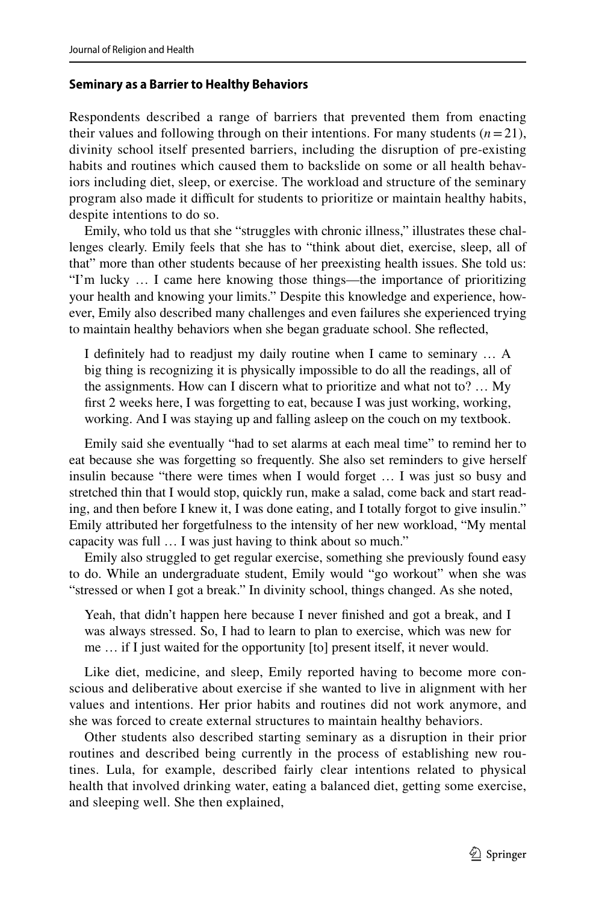#### Seminary as a Barrier to Healthy Behaviors

Respondents described a range of barriers that prevented them from enacting their values and following through on their intentions. For many students ($n = 21$), divinity school itself presented barriers, including the disruption of pre-existing habits and routines which caused them to backslide on some or all health behaviors including diet, sleep, or exercise. The workload and structure of the seminary program also made it difficult for students to prioritize or maintain healthy habits, despite intentions to do so.

Emily, who told us that she "struggles with chronic illness," illustrates these challenges clearly. Emily feels that she has to "think about diet, exercise, sleep, all of that" more than other students because of her preexisting health issues. She told us: "I'm lucky … I came here knowing those things—the importance of prioritizing your health and knowing your limits." Despite this knowledge and experience, however, Emily also described many challenges and even failures she experienced trying to maintain healthy behaviors when she began graduate school. She reflected,

> I definitely had to readjust my daily routine when I came to seminary … A big thing is recognizing it is physically impossible to do all the readings, all of the assignments. How can I discern what to prioritize and what not to? … My first 2 weeks here, I was forgetting to eat, because I was just working, working, working. And I was staying up and falling asleep on the couch on my textbook.

Emily said she eventually "had to set alarms at each meal time" to remind her to eat because she was forgetting so frequently. She also set reminders to give herself insulin because "there were times when I would forget … I was just so busy and stretched thin that I would stop, quickly run, make a salad, come back and start reading, and then before I knew it, I was done eating, and I totally forgot to give insulin." Emily attributed her forgetfulness to the intensity of her new workload, "My mental capacity was full … I was just having to think about so much."

Emily also struggled to get regular exercise, something she previously found easy to do. While an undergraduate student, Emily would "go workout" when she was "stressed or when I got a break." In divinity school, things changed. As she noted,

> Yeah, that didn't happen here because I never finished and got a break, and I was always stressed. So, I had to learn to plan to exercise, which was new for me … if I just waited for the opportunity [to] present itself, it never would.

Like diet, medicine, and sleep, Emily reported having to become more conscious and deliberative about exercise if she wanted to live in alignment with her values and intentions. Her prior habits and routines did not work anymore, and she was forced to create external structures to maintain healthy behaviors.

Other students also described starting seminary as a disruption in their prior routines and described being currently in the process of establishing new routines. Lula, for example, described fairly clear intentions related to physical health that involved drinking water, eating a balanced diet, getting some exercise, and sleeping well. She then explained,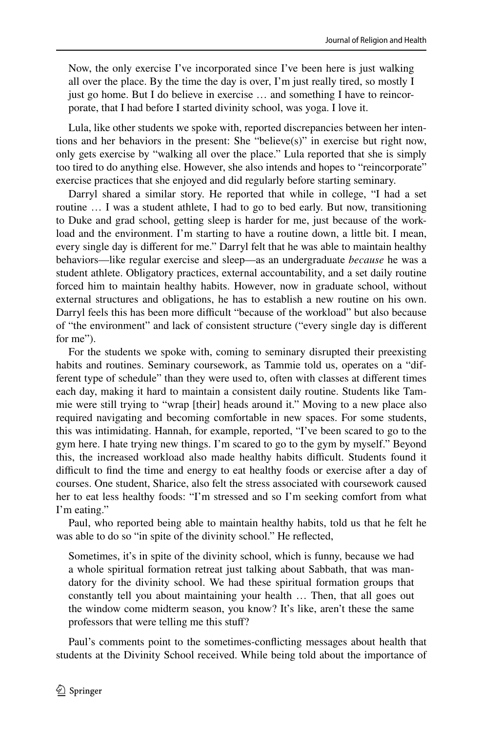> Now, the only exercise I've incorporated since I've been here is just walking all over the place. By the time the day is over, I'm just really tired, so mostly I just go home. But I do believe in exercise … and something I have to reincorporate, that I had before I started divinity school, was yoga. I love it.

Lula, like other students we spoke with, reported discrepancies between her intentions and her behaviors in the present: She "believe(s)" in exercise but right now, only gets exercise by "walking all over the place." Lula reported that she is simply too tired to do anything else. However, she also intends and hopes to "reincorporate" exercise practices that she enjoyed and did regularly before starting seminary.

Darryl shared a similar story. He reported that while in college, "I had a set routine … I was a student athlete, I had to go to bed early. But now, transitioning to Duke and grad school, getting sleep is harder for me, just because of the workload and the environment. I'm starting to have a routine down, a little bit. I mean, every single day is different for me." Darryl felt that he was able to maintain healthy behaviors—like regular exercise and sleep—as an undergraduate *because* he was a student athlete. Obligatory practices, external accountability, and a set daily routine forced him to maintain healthy habits. However, now in graduate school, without external structures and obligations, he has to establish a new routine on his own. Darryl feels this has been more difficult "because of the workload" but also because of "the environment" and lack of consistent structure ("every single day is different for me").

For the students we spoke with, coming to seminary disrupted their preexisting habits and routines. Seminary coursework, as Tammie told us, operates on a "different type of schedule" than they were used to, often with classes at different times each day, making it hard to maintain a consistent daily routine. Students like Tammie were still trying to "wrap [their] heads around it." Moving to a new place also required navigating and becoming comfortable in new spaces. For some students, this was intimidating. Hannah, for example, reported, "I've been scared to go to the gym here. I hate trying new things. I'm scared to go to the gym by myself." Beyond this, the increased workload also made healthy habits difficult. Students found it difficult to find the time and energy to eat healthy foods or exercise after a day of courses. One student, Sharice, also felt the stress associated with coursework caused her to eat less healthy foods: "I'm stressed and so I'm seeking comfort from what I'm eating."

Paul, who reported being able to maintain healthy habits, told us that he felt he was able to do so "in spite of the divinity school." He reflected,

> Sometimes, it's in spite of the divinity school, which is funny, because we had a whole spiritual formation retreat just talking about Sabbath, that was mandatory for the divinity school. We had these spiritual formation groups that constantly tell you about maintaining your health … Then, that all goes out the window come midterm season, you know? It's like, aren't these the same professors that were telling me this stuff?

Paul's comments point to the sometimes-conflicting messages about health that students at the Divinity School received. While being told about the importance of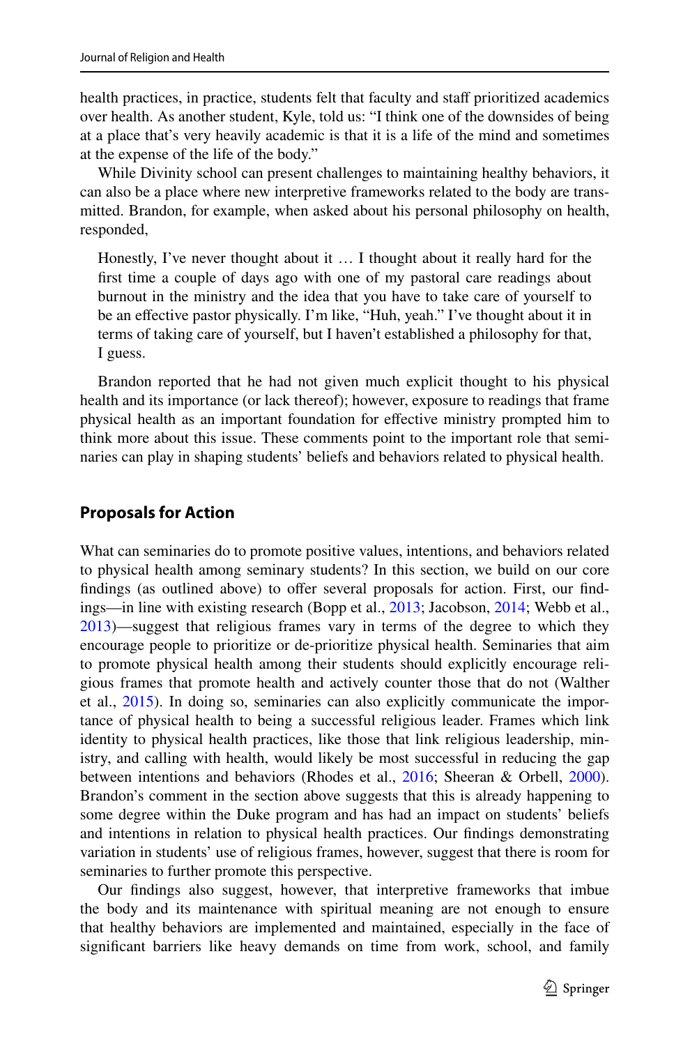health practices, in practice, students felt that faculty and staff prioritized academics over health. As another student, Kyle, told us: "I think one of the downsides of being at a place that's very heavily academic is that it is a life of the mind and sometimes at the expense of the life of the body."

While Divinity school can present challenges to maintaining healthy behaviors, it can also be a place where new interpretive frameworks related to the body are transmitted. Brandon, for example, when asked about his personal philosophy on health, responded,

> Honestly, I've never thought about it … I thought about it really hard for the first time a couple of days ago with one of my pastoral care readings about burnout in the ministry and the idea that you have to take care of yourself to be an effective pastor physically. I'm like, "Huh, yeah." I've thought about it in terms of taking care of yourself, but I haven't established a philosophy for that, I guess.

Brandon reported that he had not given much explicit thought to his physical health and its importance (or lack thereof); however, exposure to readings that frame physical health as an important foundation for effective ministry prompted him to think more about this issue. These comments point to the important role that seminaries can play in shaping students' beliefs and behaviors related to physical health.

## Proposals for Action

What can seminaries do to promote positive values, intentions, and behaviors related to physical health among seminary students? In this section, we build on our core findings (as outlined above) to offer several proposals for action. First, our findings—in line with existing research (Bopp et al., 2013; Jacobson, 2014; Webb et al., 2013)—suggest that religious frames vary in terms of the degree to which they encourage people to prioritize or de-prioritize physical health. Seminaries that aim to promote physical health among their students should explicitly encourage religious frames that promote health and actively counter those that do not (Walther et al., 2015). In doing so, seminaries can also explicitly communicate the importance of physical health to being a successful religious leader. Frames which link identity to physical health practices, like those that link religious leadership, ministry, and calling with health, would likely be most successful in reducing the gap between intentions and behaviors (Rhodes et al., 2016; Sheeran & Orbell, 2000). Brandon's comment in the section above suggests that this is already happening to some degree within the Duke program and has had an impact on students' beliefs and intentions in relation to physical health practices. Our findings demonstrating variation in students' use of religious frames, however, suggest that there is room for seminaries to further promote this perspective.

Our findings also suggest, however, that interpretive frameworks that imbue the body and its maintenance with spiritual meaning are not enough to ensure that healthy behaviors are implemented and maintained, especially in the face of significant barriers like heavy demands on time from work, school, and family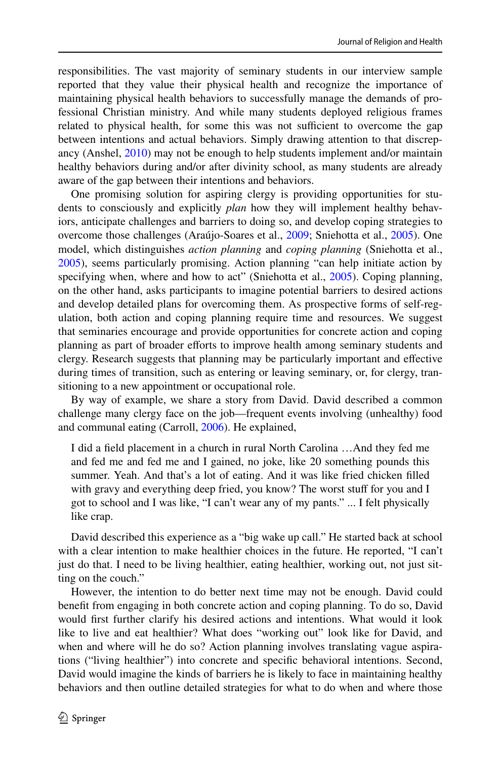responsibilities. The vast majority of seminary students in our interview sample reported that they value their physical health and recognize the importance of maintaining physical health behaviors to successfully manage the demands of professional Christian ministry. And while many students deployed religious frames related to physical health, for some this was not sufficient to overcome the gap between intentions and actual behaviors. Simply drawing attention to that discrepancy (Anshel, 2010) may not be enough to help students implement and/or maintain healthy behaviors during and/or after divinity school, as many students are already aware of the gap between their intentions and behaviors.

One promising solution for aspiring clergy is providing opportunities for students to consciously and explicitly *plan* how they will implement healthy behaviors, anticipate challenges and barriers to doing so, and develop coping strategies to overcome those challenges (Araújo-Soares et al., 2009; Sniehotta et al., 2005). One model, which distinguishes *action planning* and *coping planning* (Sniehotta et al., 2005), seems particularly promising. Action planning "can help initiate action by specifying when, where and how to act" (Sniehotta et al., 2005). Coping planning, on the other hand, asks participants to imagine potential barriers to desired actions and develop detailed plans for overcoming them. As prospective forms of self-regulation, both action and coping planning require time and resources. We suggest that seminaries encourage and provide opportunities for concrete action and coping planning as part of broader efforts to improve health among seminary students and clergy. Research suggests that planning may be particularly important and effective during times of transition, such as entering or leaving seminary, or, for clergy, transitioning to a new appointment or occupational role.

By way of example, we share a story from David. David described a common challenge many clergy face on the job—frequent events involving (unhealthy) food and communal eating (Carroll, 2006). He explained,

> I did a field placement in a church in rural North Carolina …And they fed me and fed me and fed me and I gained, no joke, like 20 something pounds this summer. Yeah. And that's a lot of eating. And it was like fried chicken filled with gravy and everything deep fried, you know? The worst stuff for you and I got to school and I was like, "I can't wear any of my pants." ... I felt physically like crap.

David described this experience as a "big wake up call." He started back at school with a clear intention to make healthier choices in the future. He reported, "I can't just do that. I need to be living healthier, eating healthier, working out, not just sitting on the couch."

However, the intention to do better next time may not be enough. David could benefit from engaging in both concrete action and coping planning. To do so, David would first further clarify his desired actions and intentions. What would it look like to live and eat healthier? What does "working out" look like for David, and when and where will he do so? Action planning involves translating vague aspirations ("living healthier") into concrete and specific behavioral intentions. Second, David would imagine the kinds of barriers he is likely to face in maintaining healthy behaviors and then outline detailed strategies for what to do when and where those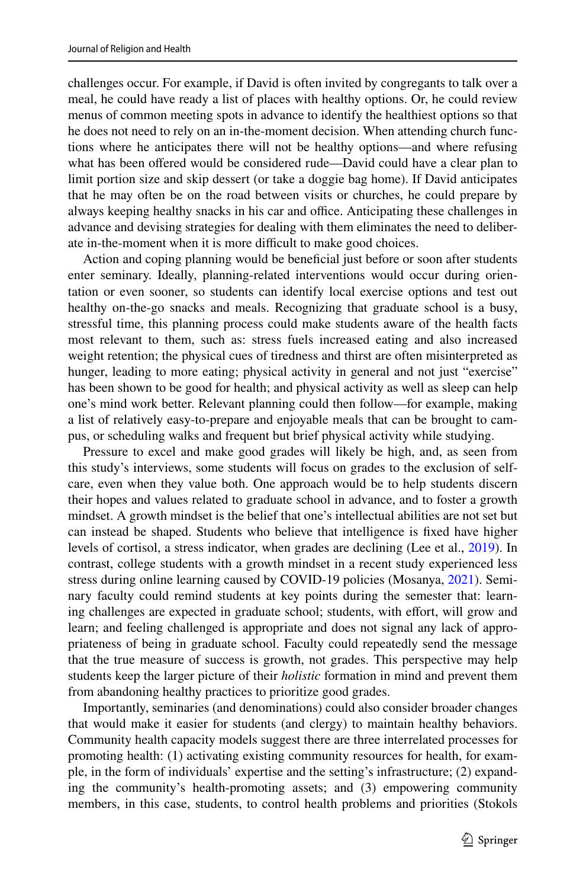challenges occur. For example, if David is often invited by congregants to talk over a meal, he could have ready a list of places with healthy options. Or, he could review menus of common meeting spots in advance to identify the healthiest options so that he does not need to rely on an in-the-moment decision. When attending church functions where he anticipates there will not be healthy options—and where refusing what has been offered would be considered rude—David could have a clear plan to limit portion size and skip dessert (or take a doggie bag home). If David anticipates that he may often be on the road between visits or churches, he could prepare by always keeping healthy snacks in his car and office. Anticipating these challenges in advance and devising strategies for dealing with them eliminates the need to deliberate in-the-moment when it is more difficult to make good choices.

Action and coping planning would be beneficial just before or soon after students enter seminary. Ideally, planning-related interventions would occur during orientation or even sooner, so students can identify local exercise options and test out healthy on-the-go snacks and meals. Recognizing that graduate school is a busy, stressful time, this planning process could make students aware of the health facts most relevant to them, such as: stress fuels increased eating and also increased weight retention; the physical cues of tiredness and thirst are often misinterpreted as hunger, leading to more eating; physical activity in general and not just "exercise" has been shown to be good for health; and physical activity as well as sleep can help one's mind work better. Relevant planning could then follow—for example, making a list of relatively easy-to-prepare and enjoyable meals that can be brought to campus, or scheduling walks and frequent but brief physical activity while studying.

Pressure to excel and make good grades will likely be high, and, as seen from this study's interviews, some students will focus on grades to the exclusion of self-care, even when they value both. One approach would be to help students discern their hopes and values related to graduate school in advance, and to foster a growth mindset. A growth mindset is the belief that one's intellectual abilities are not set but can instead be shaped. Students who believe that intelligence is fixed have higher levels of cortisol, a stress indicator, when grades are declining (Lee et al., 2019). In contrast, college students with a growth mindset in a recent study experienced less stress during online learning caused by COVID-19 policies (Mosanya, 2021). Seminary faculty could remind students at key points during the semester that: learning challenges are expected in graduate school; students, with effort, will grow and learn; and feeling challenged is appropriate and does not signal any lack of appropriateness of being in graduate school. Faculty could repeatedly send the message that the true measure of success is growth, not grades. This perspective may help students keep the larger picture of their *holistic* formation in mind and prevent them from abandoning healthy practices to prioritize good grades.

Importantly, seminaries (and denominations) could also consider broader changes that would make it easier for students (and clergy) to maintain healthy behaviors. Community health capacity models suggest there are three interrelated processes for promoting health: (1) activating existing community resources for health, for example, in the form of individuals' expertise and the setting's infrastructure; (2) expanding the community's health-promoting assets; and (3) empowering community members, in this case, students, to control health problems and priorities (Stokols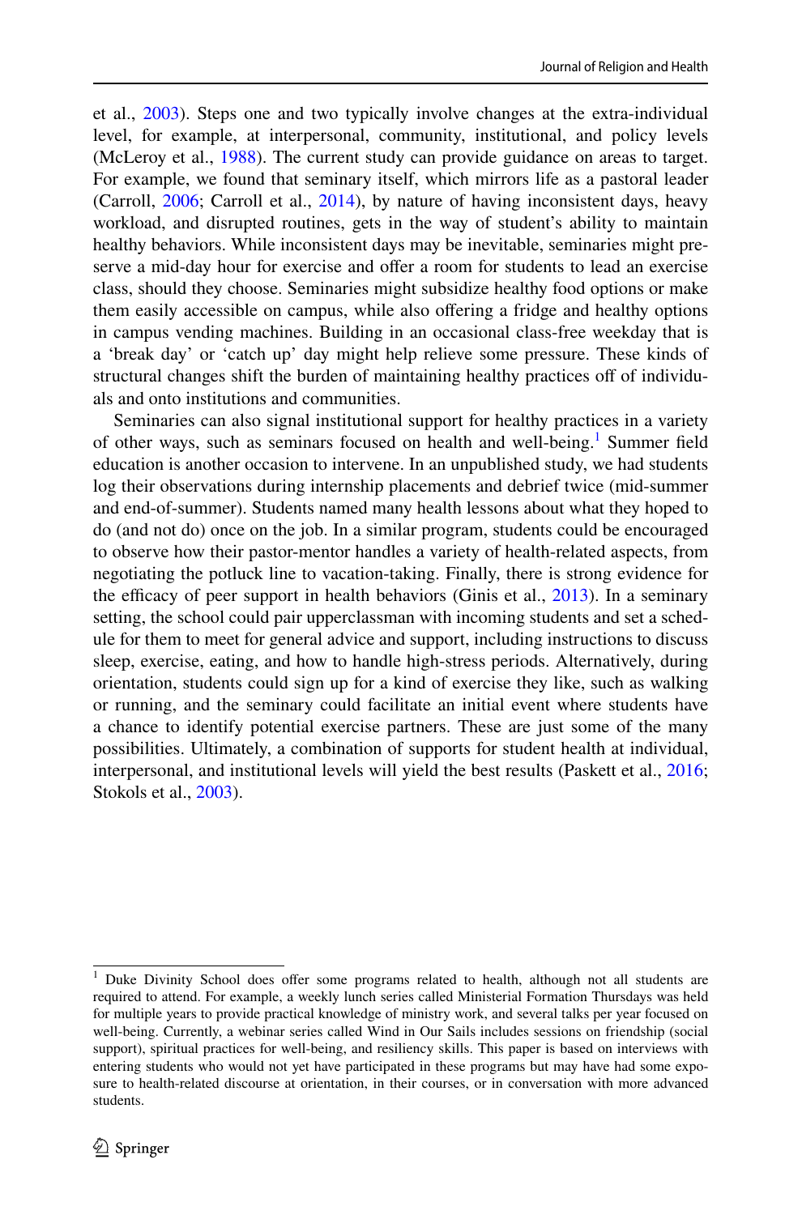et al., 2003). Steps one and two typically involve changes at the extra-individual level, for example, at interpersonal, community, institutional, and policy levels (McLeroy et al., 1988). The current study can provide guidance on areas to target. For example, we found that seminary itself, which mirrors life as a pastoral leader (Carroll, 2006; Carroll et al., 2014), by nature of having inconsistent days, heavy workload, and disrupted routines, gets in the way of student's ability to maintain healthy behaviors. While inconsistent days may be inevitable, seminaries might preserve a mid-day hour for exercise and offer a room for students to lead an exercise class, should they choose. Seminaries might subsidize healthy food options or make them easily accessible on campus, while also offering a fridge and healthy options in campus vending machines. Building in an occasional class-free weekday that is a 'break day' or 'catch up' day might help relieve some pressure. These kinds of structural changes shift the burden of maintaining healthy practices off of individuals and onto institutions and communities.

Seminaries can also signal institutional support for healthy practices in a variety of other ways, such as seminars focused on health and well-being.[1] Summer field education is another occasion to intervene. In an unpublished study, we had students log their observations during internship placements and debrief twice (mid-summer and end-of-summer). Students named many health lessons about what they hoped to do (and not do) once on the job. In a similar program, students could be encouraged to observe how their pastor-mentor handles a variety of health-related aspects, from negotiating the potluck line to vacation-taking. Finally, there is strong evidence for the efficacy of peer support in health behaviors (Ginis et al., 2013). In a seminary setting, the school could pair upperclassman with incoming students and set a schedule for them to meet for general advice and support, including instructions to discuss sleep, exercise, eating, and how to handle high-stress periods. Alternatively, during orientation, students could sign up for a kind of exercise they like, such as walking or running, and the seminary could facilitate an initial event where students have a chance to identify potential exercise partners. These are just some of the many possibilities. Ultimately, a combination of supports for student health at individual, interpersonal, and institutional levels will yield the best results (Paskett et al., 2016; Stokols et al., 2003).

---

[1] Duke Divinity School does offer some programs related to health, although not all students are required to attend. For example, a weekly lunch series called Ministerial Formation Thursdays was held for multiple years to provide practical knowledge of ministry work, and several talks per year focused on well-being. Currently, a webinar series called Wind in Our Sails includes sessions on friendship (social support), spiritual practices for well-being, and resiliency skills. This paper is based on interviews with entering students who would not yet have participated in these programs but may have had some exposure to health-related discourse at orientation, in their courses, or in conversation with more advanced students.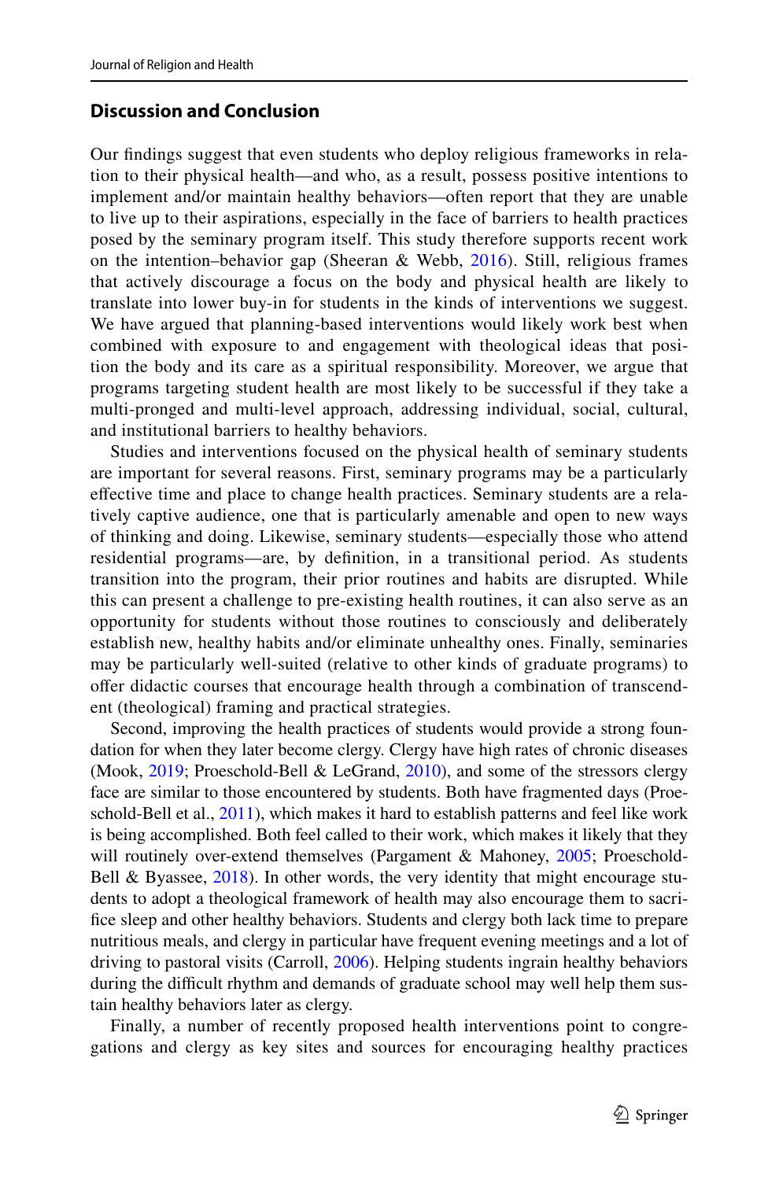## Discussion and Conclusion

Our findings suggest that even students who deploy religious frameworks in relation to their physical health—and who, as a result, possess positive intentions to implement and/or maintain healthy behaviors—often report that they are unable to live up to their aspirations, especially in the face of barriers to health practices posed by the seminary program itself. This study therefore supports recent work on the intention–behavior gap (Sheeran & Webb, 2016). Still, religious frames that actively discourage a focus on the body and physical health are likely to translate into lower buy-in for students in the kinds of interventions we suggest. We have argued that planning-based interventions would likely work best when combined with exposure to and engagement with theological ideas that position the body and its care as a spiritual responsibility. Moreover, we argue that programs targeting student health are most likely to be successful if they take a multi-pronged and multi-level approach, addressing individual, social, cultural, and institutional barriers to healthy behaviors.

Studies and interventions focused on the physical health of seminary students are important for several reasons. First, seminary programs may be a particularly effective time and place to change health practices. Seminary students are a relatively captive audience, one that is particularly amenable and open to new ways of thinking and doing. Likewise, seminary students—especially those who attend residential programs—are, by definition, in a transitional period. As students transition into the program, their prior routines and habits are disrupted. While this can present a challenge to pre-existing health routines, it can also serve as an opportunity for students without those routines to consciously and deliberately establish new, healthy habits and/or eliminate unhealthy ones. Finally, seminaries may be particularly well-suited (relative to other kinds of graduate programs) to offer didactic courses that encourage health through a combination of transcendent (theological) framing and practical strategies.

Second, improving the health practices of students would provide a strong foundation for when they later become clergy. Clergy have high rates of chronic diseases (Mook, 2019; Proeschold-Bell & LeGrand, 2010), and some of the stressors clergy face are similar to those encountered by students. Both have fragmented days (Proeschold-Bell et al., 2011), which makes it hard to establish patterns and feel like work is being accomplished. Both feel called to their work, which makes it likely that they will routinely over-extend themselves (Pargament & Mahoney, 2005; Proeschold-Bell & Byassee, 2018). In other words, the very identity that might encourage students to adopt a theological framework of health may also encourage them to sacrifice sleep and other healthy behaviors. Students and clergy both lack time to prepare nutritious meals, and clergy in particular have frequent evening meetings and a lot of driving to pastoral visits (Carroll, 2006). Helping students ingrain healthy behaviors during the difficult rhythm and demands of graduate school may well help them sustain healthy behaviors later as clergy.

Finally, a number of recently proposed health interventions point to congregations and clergy as key sites and sources for encouraging healthy practices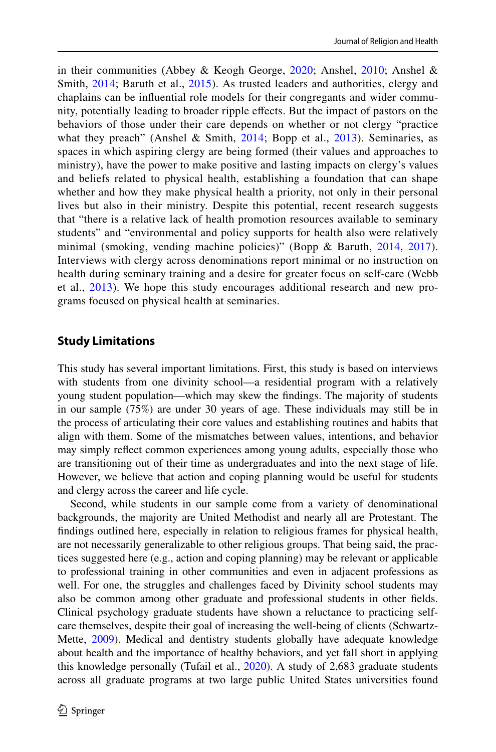in their communities (Abbey & Keogh George, 2020; Anshel, 2010; Anshel & Smith, 2014; Baruth et al., 2015). As trusted leaders and authorities, clergy and chaplains can be influential role models for their congregants and wider community, potentially leading to broader ripple effects. But the impact of pastors on the behaviors of those under their care depends on whether or not clergy "practice what they preach" (Anshel & Smith, 2014; Bopp et al., 2013). Seminaries, as spaces in which aspiring clergy are being formed (their values and approaches to ministry), have the power to make positive and lasting impacts on clergy's values and beliefs related to physical health, establishing a foundation that can shape whether and how they make physical health a priority, not only in their personal lives but also in their ministry. Despite this potential, recent research suggests that "there is a relative lack of health promotion resources available to seminary students" and "environmental and policy supports for health also were relatively minimal (smoking, vending machine policies)" (Bopp & Baruth, 2014, 2017). Interviews with clergy across denominations report minimal or no instruction on health during seminary training and a desire for greater focus on self-care (Webb et al., 2013). We hope this study encourages additional research and new programs focused on physical health at seminaries.

## Study Limitations

This study has several important limitations. First, this study is based on interviews with students from one divinity school—a residential program with a relatively young student population—which may skew the findings. The majority of students in our sample (75%) are under 30 years of age. These individuals may still be in the process of articulating their core values and establishing routines and habits that align with them. Some of the mismatches between values, intentions, and behavior may simply reflect common experiences among young adults, especially those who are transitioning out of their time as undergraduates and into the next stage of life. However, we believe that action and coping planning would be useful for students and clergy across the career and life cycle.

Second, while students in our sample come from a variety of denominational backgrounds, the majority are United Methodist and nearly all are Protestant. The findings outlined here, especially in relation to religious frames for physical health, are not necessarily generalizable to other religious groups. That being said, the practices suggested here (e.g., action and coping planning) may be relevant or applicable to professional training in other communities and even in adjacent professions as well. For one, the struggles and challenges faced by Divinity school students may also be common among other graduate and professional students in other fields. Clinical psychology graduate students have shown a reluctance to practicing self-care themselves, despite their goal of increasing the well-being of clients (Schwartz-Mette, 2009). Medical and dentistry students globally have adequate knowledge about health and the importance of healthy behaviors, and yet fall short in applying this knowledge personally (Tufail et al., 2020). A study of 2,683 graduate students across all graduate programs at two large public United States universities found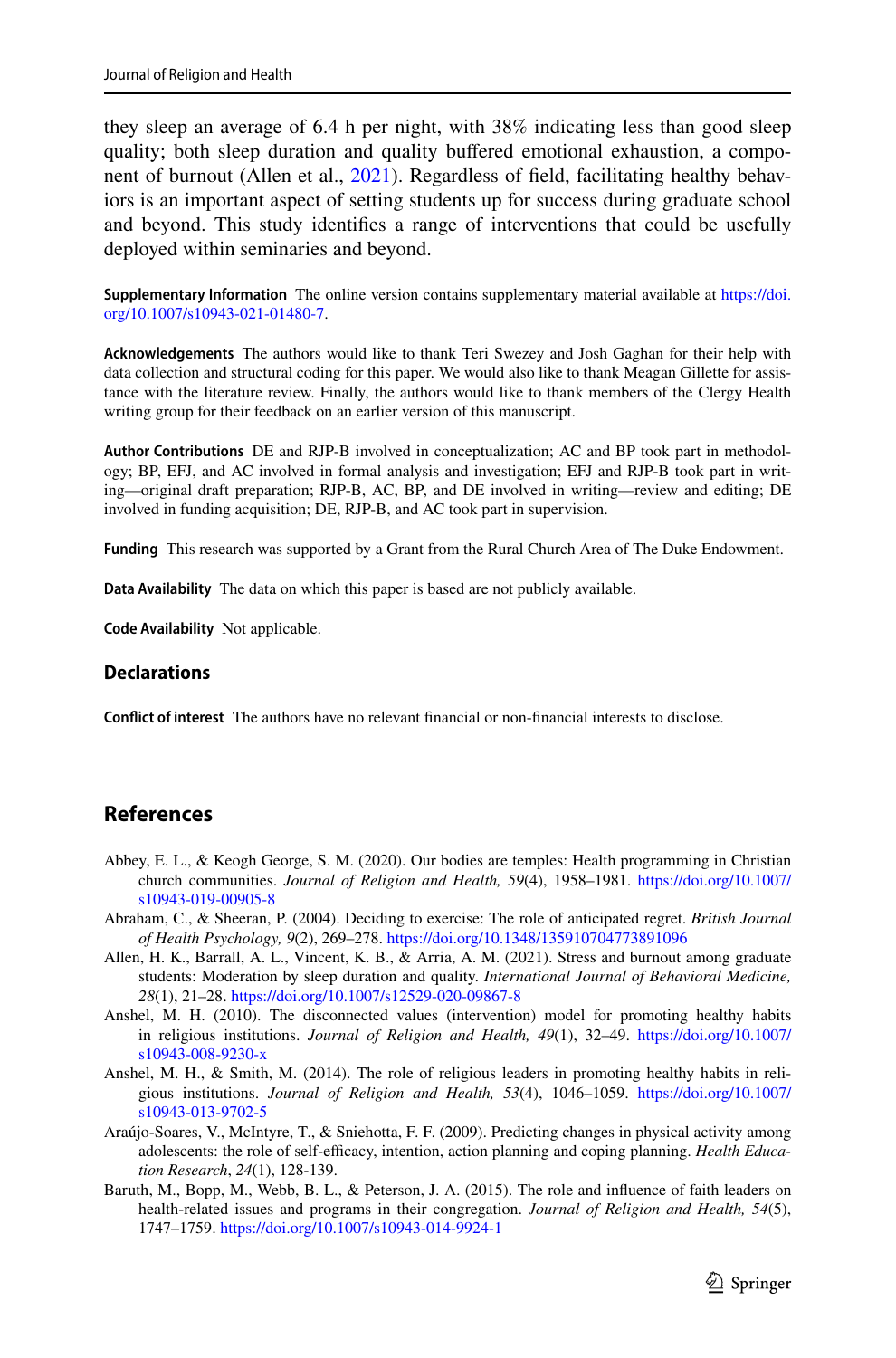they sleep an average of 6.4 h per night, with 38% indicating less than good sleep quality; both sleep duration and quality buffered emotional exhaustion, a component of burnout (Allen et al., 2021). Regardless of field, facilitating healthy behaviors is an important aspect of setting students up for success during graduate school and beyond. This study identifies a range of interventions that could be usefully deployed within seminaries and beyond.

**Supplementary Information** The online version contains supplementary material available at https://doi.org/10.1007/s10943-021-01480-7.

**Acknowledgements** The authors would like to thank Teri Swezey and Josh Gaghan for their help with data collection and structural coding for this paper. We would also like to thank Meagan Gillette for assistance with the literature review. Finally, the authors would like to thank members of the Clergy Health writing group for their feedback on an earlier version of this manuscript.

**Author Contributions** DE and RJP-B involved in conceptualization; AC and BP took part in methodology; BP, EFJ, and AC involved in formal analysis and investigation; EFJ and RJP-B took part in writing—original draft preparation; RJP-B, AC, BP, and DE involved in writing—review and editing; DE involved in funding acquisition; DE, RJP-B, and AC took part in supervision.

**Funding** This research was supported by a Grant from the Rural Church Area of The Duke Endowment.

**Data Availability** The data on which this paper is based are not publicly available.

**Code Availability** Not applicable.

## Declarations

**Conflict of interest** The authors have no relevant financial or non-financial interests to disclose.

## References

Abbey, E. L., & Keogh George, S. M. (2020). Our bodies are temples: Health programming in Christian church communities. *Journal of Religion and Health, 59*(4), 1958–1981. https://doi.org/10.1007/s10943-019-00905-8

Abraham, C., & Sheeran, P. (2004). Deciding to exercise: The role of anticipated regret. *British Journal of Health Psychology, 9*(2), 269–278. https://doi.org/10.1348/135910704773891096

Allen, H. K., Barrall, A. L., Vincent, K. B., & Arria, A. M. (2021). Stress and burnout among graduate students: Moderation by sleep duration and quality. *International Journal of Behavioral Medicine, 28*(1), 21–28. https://doi.org/10.1007/s12529-020-09867-8

Anshel, M. H. (2010). The disconnected values (intervention) model for promoting healthy habits in religious institutions. *Journal of Religion and Health, 49*(1), 32–49. https://doi.org/10.1007/s10943-008-9230-x

Anshel, M. H., & Smith, M. (2014). The role of religious leaders in promoting healthy habits in religious institutions. *Journal of Religion and Health, 53*(4), 1046–1059. https://doi.org/10.1007/s10943-013-9702-5

Araújo-Soares, V., McIntyre, T., & Sniehotta, F. F. (2009). Predicting changes in physical activity among adolescents: the role of self-efficacy, intention, action planning and coping planning. *Health Education Research*, *24*(1), 128-139.

Baruth, M., Bopp, M., Webb, B. L., & Peterson, J. A. (2015). The role and influence of faith leaders on health-related issues and programs in their congregation. *Journal of Religion and Health, 54*(5), 1747–1759. https://doi.org/10.1007/s10943-014-9924-1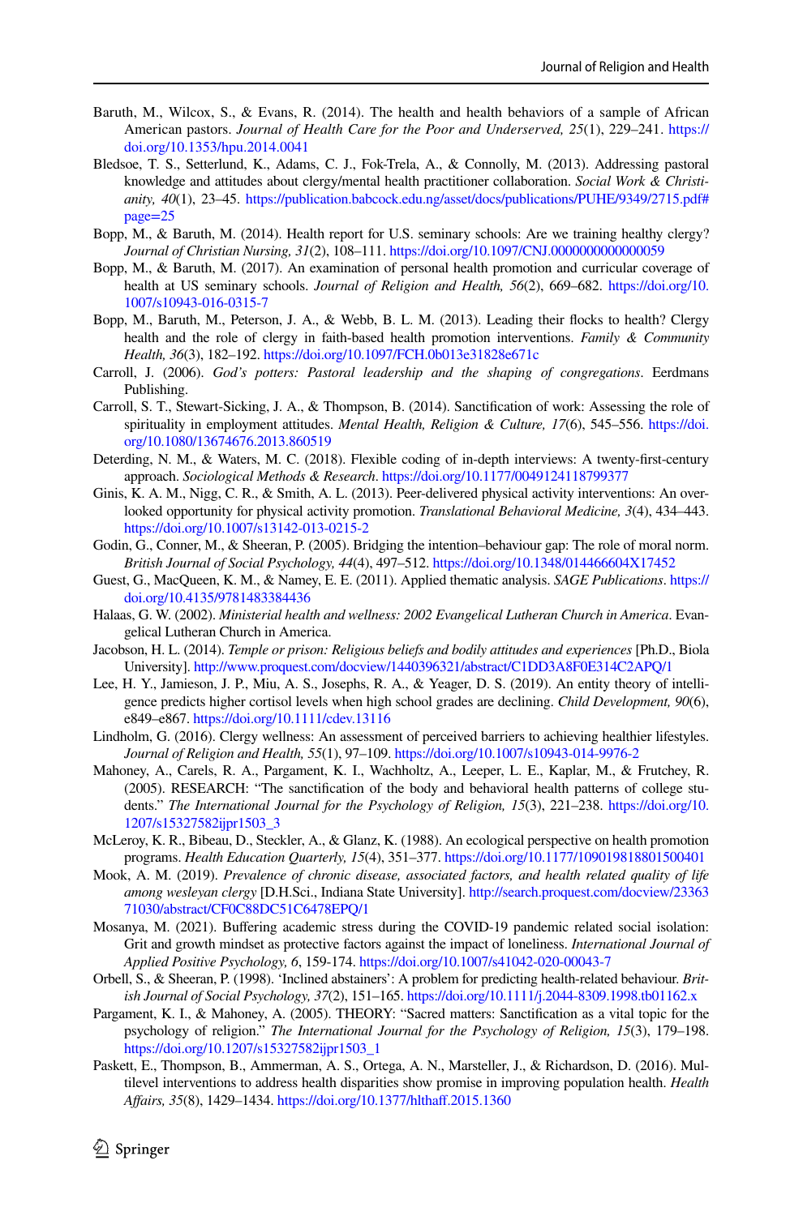Baruth, M., Wilcox, S., & Evans, R. (2014). The health and health behaviors of a sample of African American pastors. *Journal of Health Care for the Poor and Underserved, 25*(1), 229–241. https://doi.org/10.1353/hpu.2014.0041

Bledsoe, T. S., Setterlund, K., Adams, C. J., Fok-Trela, A., & Connolly, M. (2013). Addressing pastoral knowledge and attitudes about clergy/mental health practitioner collaboration. *Social Work & Christianity, 40*(1), 23–45. https://publication.babcock.edu.ng/asset/docs/publications/PUHE/9349/2715.pdf#page=25

Bopp, M., & Baruth, M. (2014). Health report for U.S. seminary schools: Are we training healthy clergy? *Journal of Christian Nursing, 31*(2), 108–111. https://doi.org/10.1097/CNJ.0000000000000059

Bopp, M., & Baruth, M. (2017). An examination of personal health promotion and curricular coverage of health at US seminary schools. *Journal of Religion and Health, 56*(2), 669–682. https://doi.org/10.1007/s10943-016-0315-7

Bopp, M., Baruth, M., Peterson, J. A., & Webb, B. L. M. (2013). Leading their flocks to health? Clergy health and the role of clergy in faith-based health promotion interventions. *Family & Community Health, 36*(3), 182–192. https://doi.org/10.1097/FCH.0b013e31828e671c

Carroll, J. (2006). *God's potters: Pastoral leadership and the shaping of congregations*. Eerdmans Publishing.

Carroll, S. T., Stewart-Sicking, J. A., & Thompson, B. (2014). Sanctification of work: Assessing the role of spirituality in employment attitudes. *Mental Health, Religion & Culture, 17*(6), 545–556. https://doi.org/10.1080/13674676.2013.860519

Deterding, N. M., & Waters, M. C. (2018). Flexible coding of in-depth interviews: A twenty-first-century approach. *Sociological Methods & Research*. https://doi.org/10.1177/0049124118799377

Ginis, K. A. M., Nigg, C. R., & Smith, A. L. (2013). Peer-delivered physical activity interventions: An overlooked opportunity for physical activity promotion. *Translational Behavioral Medicine, 3*(4), 434–443. https://doi.org/10.1007/s13142-013-0215-2

Godin, G., Conner, M., & Sheeran, P. (2005). Bridging the intention–behaviour gap: The role of moral norm. *British Journal of Social Psychology, 44*(4), 497–512. https://doi.org/10.1348/014466604X17452

Guest, G., MacQueen, K. M., & Namey, E. E. (2011). Applied thematic analysis. *SAGE Publications*. https://doi.org/10.4135/9781483384436

Halaas, G. W. (2002). *Ministerial health and wellness: 2002 Evangelical Lutheran Church in America*. Evangelical Lutheran Church in America.

Jacobson, H. L. (2014). *Temple or prison: Religious beliefs and bodily attitudes and experiences* [Ph.D., Biola University]. http://www.proquest.com/docview/1440396321/abstract/C1DD3A8F0E314C2APQ/1

Lee, H. Y., Jamieson, J. P., Miu, A. S., Josephs, R. A., & Yeager, D. S. (2019). An entity theory of intelligence predicts higher cortisol levels when high school grades are declining. *Child Development, 90*(6), e849–e867. https://doi.org/10.1111/cdev.13116

Lindholm, G. (2016). Clergy wellness: An assessment of perceived barriers to achieving healthier lifestyles. *Journal of Religion and Health, 55*(1), 97–109. https://doi.org/10.1007/s10943-014-9976-2

Mahoney, A., Carels, R. A., Pargament, K. I., Wachholtz, A., Leeper, L. E., Kaplar, M., & Frutchey, R. (2005). RESEARCH: "The sanctification of the body and behavioral health patterns of college students." *The International Journal for the Psychology of Religion, 15*(3), 221–238. https://doi.org/10.1207/s15327582ijpr1503_3

McLeroy, K. R., Bibeau, D., Steckler, A., & Glanz, K. (1988). An ecological perspective on health promotion programs. *Health Education Quarterly, 15*(4), 351–377. https://doi.org/10.1177/109019818801500401

Mook, A. M. (2019). *Prevalence of chronic disease, associated factors, and health related quality of life among wesleyan clergy* [D.H.Sci., Indiana State University]. http://search.proquest.com/docview/2336371030/abstract/CF0C88DC51C6478EPQ/1

Mosanya, M. (2021). Buffering academic stress during the COVID-19 pandemic related social isolation: Grit and growth mindset as protective factors against the impact of loneliness. *International Journal of Applied Positive Psychology, 6*, 159-174. https://doi.org/10.1007/s41042-020-00043-7

Orbell, S., & Sheeran, P. (1998). 'Inclined abstainers': A problem for predicting health-related behaviour. *British Journal of Social Psychology, 37*(2), 151–165. https://doi.org/10.1111/j.2044-8309.1998.tb01162.x

Pargament, K. I., & Mahoney, A. (2005). THEORY: "Sacred matters: Sanctification as a vital topic for the psychology of religion." *The International Journal for the Psychology of Religion, 15*(3), 179–198. https://doi.org/10.1207/s15327582ijpr1503_1

Paskett, E., Thompson, B., Ammerman, A. S., Ortega, A. N., Marsteller, J., & Richardson, D. (2016). Multilevel interventions to address health disparities show promise in improving population health. *Health Affairs, 35*(8), 1429–1434. https://doi.org/10.1377/hlthaff.2015.1360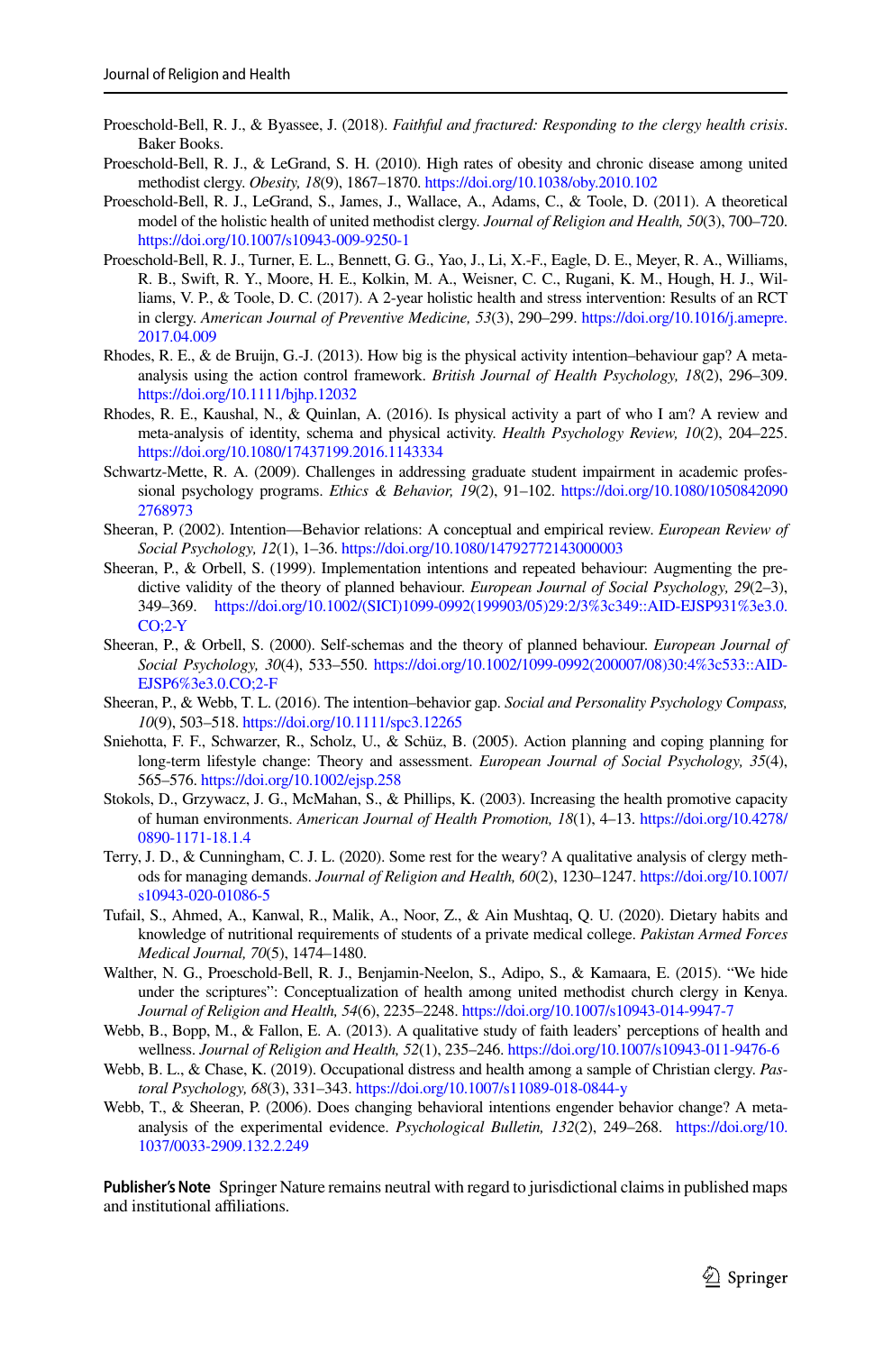Proeschold-Bell, R. J., & Byassee, J. (2018). *Faithful and fractured: Responding to the clergy health crisis*. Baker Books.

Proeschold-Bell, R. J., & LeGrand, S. H. (2010). High rates of obesity and chronic disease among united methodist clergy. *Obesity, 18*(9), 1867–1870. https://doi.org/10.1038/oby.2010.102

Proeschold-Bell, R. J., LeGrand, S., James, J., Wallace, A., Adams, C., & Toole, D. (2011). A theoretical model of the holistic health of united methodist clergy. *Journal of Religion and Health, 50*(3), 700–720. https://doi.org/10.1007/s10943-009-9250-1

Proeschold-Bell, R. J., Turner, E. L., Bennett, G. G., Yao, J., Li, X.-F., Eagle, D. E., Meyer, R. A., Williams, R. B., Swift, R. Y., Moore, H. E., Kolkin, M. A., Weisner, C. C., Rugani, K. M., Hough, H. J., Williams, V. P., & Toole, D. C. (2017). A 2-year holistic health and stress intervention: Results of an RCT in clergy. *American Journal of Preventive Medicine, 53*(3), 290–299. https://doi.org/10.1016/j.amepre.2017.04.009

Rhodes, R. E., & de Bruijn, G.-J. (2013). How big is the physical activity intention–behaviour gap? A meta-analysis using the action control framework. *British Journal of Health Psychology, 18*(2), 296–309. https://doi.org/10.1111/bjhp.12032

Rhodes, R. E., Kaushal, N., & Quinlan, A. (2016). Is physical activity a part of who I am? A review and meta-analysis of identity, schema and physical activity. *Health Psychology Review, 10*(2), 204–225. https://doi.org/10.1080/17437199.2016.1143334

Schwartz-Mette, R. A. (2009). Challenges in addressing graduate student impairment in academic professional psychology programs. *Ethics & Behavior, 19*(2), 91–102. https://doi.org/10.1080/10508420902768973

Sheeran, P. (2002). Intention—Behavior relations: A conceptual and empirical review. *European Review of Social Psychology, 12*(1), 1–36. https://doi.org/10.1080/14792772143000003

Sheeran, P., & Orbell, S. (1999). Implementation intentions and repeated behaviour: Augmenting the predictive validity of the theory of planned behaviour. *European Journal of Social Psychology, 29*(2–3), 349–369. https://doi.org/10.1002/(SICI)1099-0992(199903/05)29:2/3%3c349::AID-EJSP931%3e3.0.CO;2-Y

Sheeran, P., & Orbell, S. (2000). Self-schemas and the theory of planned behaviour. *European Journal of Social Psychology, 30*(4), 533–550. https://doi.org/10.1002/1099-0992(200007/08)30:4%3c533::AID-EJSP6%3e3.0.CO;2-F

Sheeran, P., & Webb, T. L. (2016). The intention–behavior gap. *Social and Personality Psychology Compass, 10*(9), 503–518. https://doi.org/10.1111/spc3.12265

Sniehotta, F. F., Schwarzer, R., Scholz, U., & Schüz, B. (2005). Action planning and coping planning for long-term lifestyle change: Theory and assessment. *European Journal of Social Psychology, 35*(4), 565–576. https://doi.org/10.1002/ejsp.258

Stokols, D., Grzywacz, J. G., McMahan, S., & Phillips, K. (2003). Increasing the health promotive capacity of human environments. *American Journal of Health Promotion, 18*(1), 4–13. https://doi.org/10.4278/0890-1171-18.1.4

Terry, J. D., & Cunningham, C. J. L. (2020). Some rest for the weary? A qualitative analysis of clergy methods for managing demands. *Journal of Religion and Health, 60*(2), 1230–1247. https://doi.org/10.1007/s10943-020-01086-5

Tufail, S., Ahmed, A., Kanwal, R., Malik, A., Noor, Z., & Ain Mushtaq, Q. U. (2020). Dietary habits and knowledge of nutritional requirements of students of a private medical college. *Pakistan Armed Forces Medical Journal, 70*(5), 1474–1480.

Walther, N. G., Proeschold-Bell, R. J., Benjamin-Neelon, S., Adipo, S., & Kamaara, E. (2015). "We hide under the scriptures": Conceptualization of health among united methodist church clergy in Kenya. *Journal of Religion and Health, 54*(6), 2235–2248. https://doi.org/10.1007/s10943-014-9947-7

Webb, B., Bopp, M., & Fallon, E. A. (2013). A qualitative study of faith leaders' perceptions of health and wellness. *Journal of Religion and Health, 52*(1), 235–246. https://doi.org/10.1007/s10943-011-9476-6

Webb, B. L., & Chase, K. (2019). Occupational distress and health among a sample of Christian clergy. *Pastoral Psychology, 68*(3), 331–343. https://doi.org/10.1007/s11089-018-0844-y

Webb, T., & Sheeran, P. (2006). Does changing behavioral intentions engender behavior change? A meta-analysis of the experimental evidence. *Psychological Bulletin, 132*(2), 249–268. https://doi.org/10.1037/0033-2909.132.2.249

**Publisher's Note** Springer Nature remains neutral with regard to jurisdictional claims in published maps and institutional affiliations.